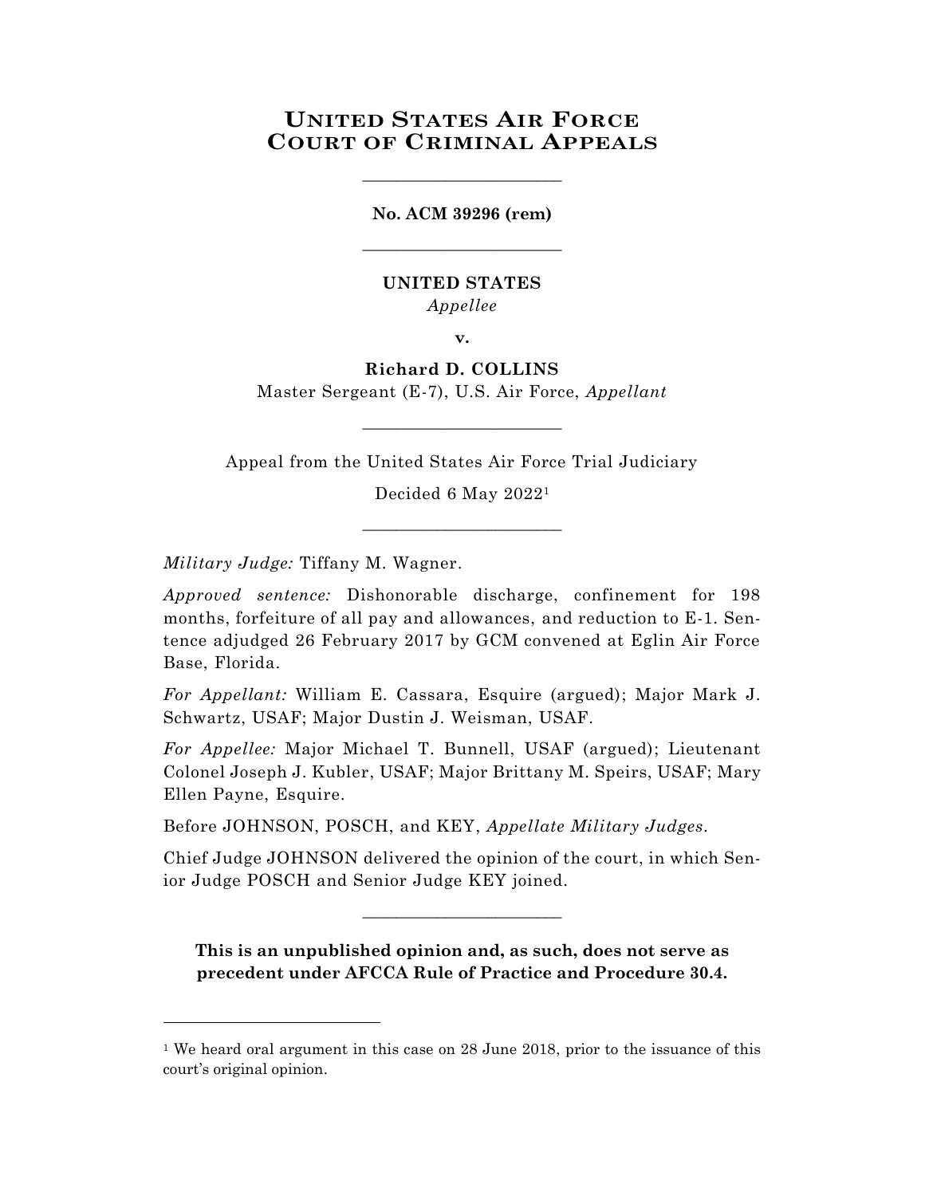# United States Air Force Court of Criminal Appeals

\_\_\_\_\_\_\_\_\_\_\_\_\_\_\_\_\_\_\_\_\_\_\_\_

**No. ACM 39296 (rem)**

\_\_\_\_\_\_\_\_\_\_\_\_\_\_\_\_\_\_\_\_\_\_\_\_

**UNITED STATES**
*Appellee*

**v.**

**Richard D. COLLINS**
Master Sergeant (E-7), U.S. Air Force, *Appellant*

\_\_\_\_\_\_\_\_\_\_\_\_\_\_\_\_\_\_\_\_\_\_\_\_

Appeal from the United States Air Force Trial Judiciary

Decided 6 May 2022[1]

\_\_\_\_\_\_\_\_\_\_\_\_\_\_\_\_\_\_\_\_\_\_\_\_

*Military Judge:* Tiffany M. Wagner.

*Approved sentence:* Dishonorable discharge, confinement for 198 months, forfeiture of all pay and allowances, and reduction to E-1. Sentence adjudged 26 February 2017 by GCM convened at Eglin Air Force Base, Florida.

*For Appellant:* William E. Cassara, Esquire (argued); Major Mark J. Schwartz, USAF; Major Dustin J. Weisman, USAF.

*For Appellee:* Major Michael T. Bunnell, USAF (argued); Lieutenant Colonel Joseph J. Kubler, USAF; Major Brittany M. Speirs, USAF; Mary Ellen Payne, Esquire.

Before JOHNSON, POSCH, and KEY, *Appellate Military Judges*.

Chief Judge JOHNSON delivered the opinion of the court, in which Senior Judge POSCH and Senior Judge KEY joined.

\_\_\_\_\_\_\_\_\_\_\_\_\_\_\_\_\_\_\_\_\_\_\_\_

**This is an unpublished opinion and, as such, does not serve as precedent under AFCCA Rule of Practice and Procedure 30.4.**

---

[1] We heard oral argument in this case on 28 June 2018, prior to the issuance of this court's original opinion.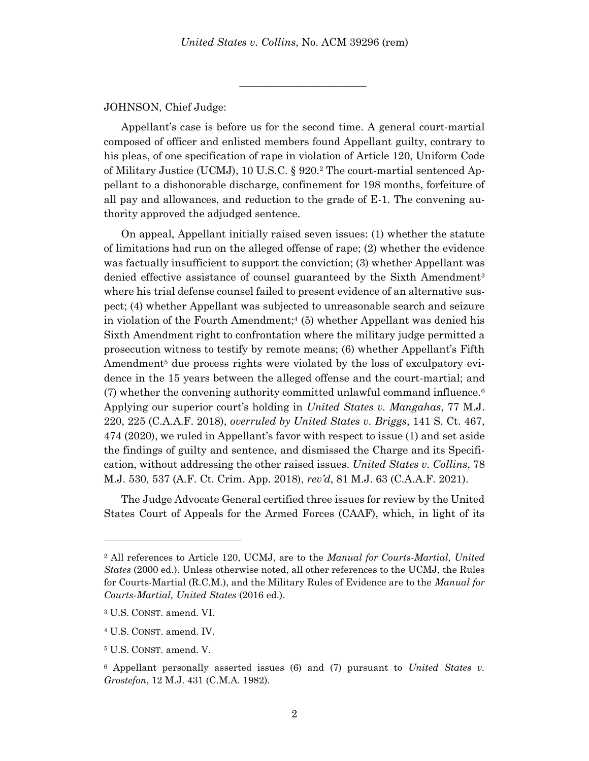---

JOHNSON, Chief Judge:

Appellant's case is before us for the second time. A general court-martial composed of officer and enlisted members found Appellant guilty, contrary to his pleas, of one specification of rape in violation of Article 120, Uniform Code of Military Justice (UCMJ), 10 U.S.C. § 920.[2] The court-martial sentenced Appellant to a dishonorable discharge, confinement for 198 months, forfeiture of all pay and allowances, and reduction to the grade of E-1. The convening authority approved the adjudged sentence.

On appeal, Appellant initially raised seven issues: (1) whether the statute of limitations had run on the alleged offense of rape; (2) whether the evidence was factually insufficient to support the conviction; (3) whether Appellant was denied effective assistance of counsel guaranteed by the Sixth Amendment[3] where his trial defense counsel failed to present evidence of an alternative suspect; (4) whether Appellant was subjected to unreasonable search and seizure in violation of the Fourth Amendment;[4] (5) whether Appellant was denied his Sixth Amendment right to confrontation where the military judge permitted a prosecution witness to testify by remote means; (6) whether Appellant's Fifth Amendment[5] due process rights were violated by the loss of exculpatory evidence in the 15 years between the alleged offense and the court-martial; and (7) whether the convening authority committed unlawful command influence.[6] Applying our superior court's holding in *United States v. Mangahas*, 77 M.J. 220, 225 (C.A.A.F. 2018), *overruled by United States v. Briggs*, 141 S. Ct. 467, 474 (2020), we ruled in Appellant's favor with respect to issue (1) and set aside the findings of guilty and sentence, and dismissed the Charge and its Specification, without addressing the other raised issues. *United States v. Collins*, 78 M.J. 530, 537 (A.F. Ct. Crim. App. 2018), *rev'd*, 81 M.J. 63 (C.A.A.F. 2021).

The Judge Advocate General certified three issues for review by the United States Court of Appeals for the Armed Forces (CAAF), which, in light of its

---

[2] All references to Article 120, UCMJ, are to the *Manual for Courts-Martial, United States* (2000 ed.). Unless otherwise noted, all other references to the UCMJ, the Rules for Courts-Martial (R.C.M.), and the Military Rules of Evidence are to the *Manual for Courts-Martial, United States* (2016 ed.).

[3] U.S. CONST. amend. VI.

[4] U.S. CONST. amend. IV.

[5] U.S. CONST. amend. V.

[6] Appellant personally asserted issues (6) and (7) pursuant to *United States v. Grostefon*, 12 M.J. 431 (C.M.A. 1982).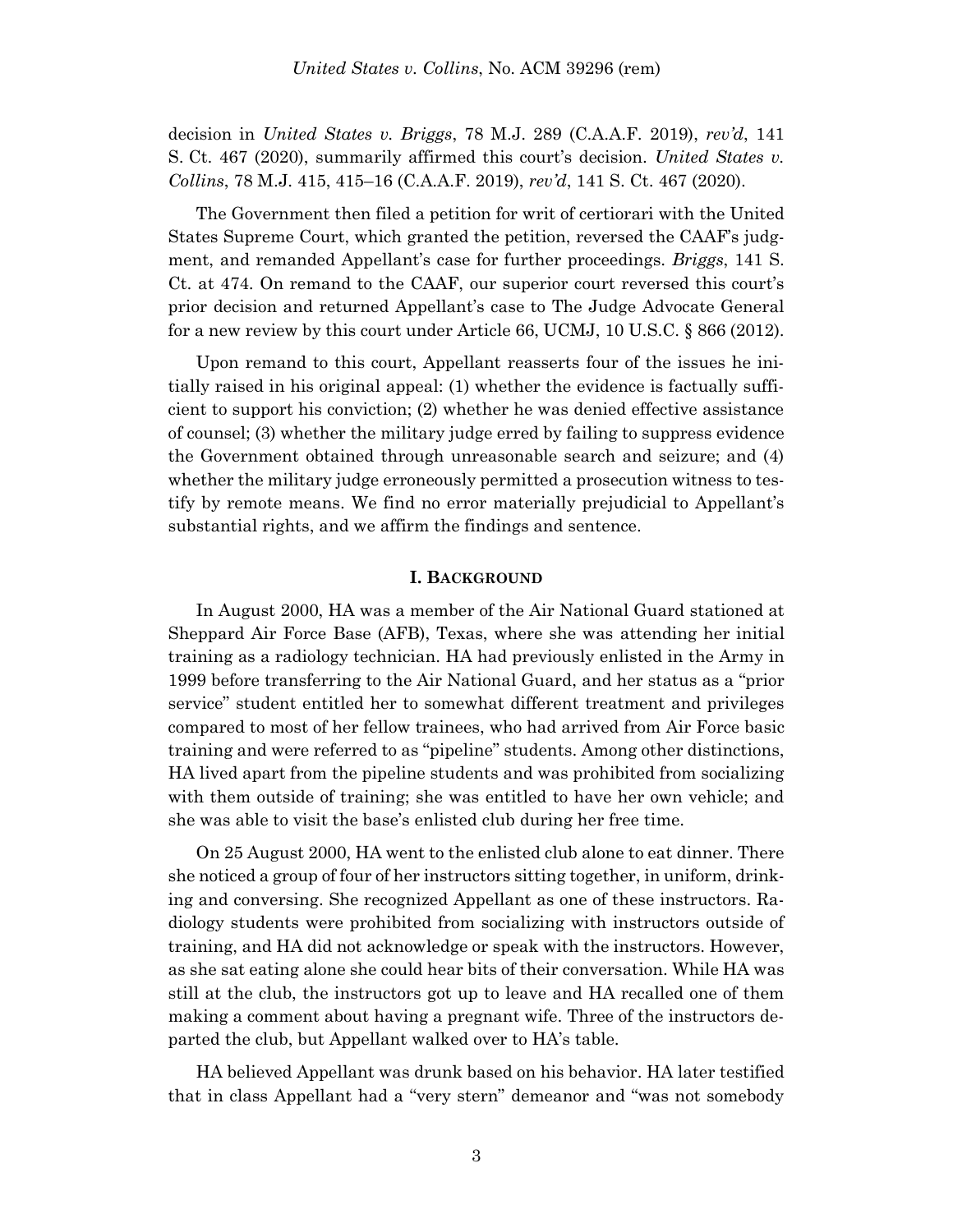decision in *United States v. Briggs*, 78 M.J. 289 (C.A.A.F. 2019), *rev'd*, 141 S. Ct. 467 (2020), summarily affirmed this court's decision. *United States v. Collins*, 78 M.J. 415, 415–16 (C.A.A.F. 2019), *rev'd*, 141 S. Ct. 467 (2020).

The Government then filed a petition for writ of certiorari with the United States Supreme Court, which granted the petition, reversed the CAAF's judgment, and remanded Appellant's case for further proceedings. *Briggs*, 141 S. Ct. at 474. On remand to the CAAF, our superior court reversed this court's prior decision and returned Appellant's case to The Judge Advocate General for a new review by this court under Article 66, UCMJ, 10 U.S.C. § 866 (2012).

Upon remand to this court, Appellant reasserts four of the issues he initially raised in his original appeal: (1) whether the evidence is factually sufficient to support his conviction; (2) whether he was denied effective assistance of counsel; (3) whether the military judge erred by failing to suppress evidence the Government obtained through unreasonable search and seizure; and (4) whether the military judge erroneously permitted a prosecution witness to testify by remote means. We find no error materially prejudicial to Appellant's substantial rights, and we affirm the findings and sentence.

## I. BACKGROUND

In August 2000, HA was a member of the Air National Guard stationed at Sheppard Air Force Base (AFB), Texas, where she was attending her initial training as a radiology technician. HA had previously enlisted in the Army in 1999 before transferring to the Air National Guard, and her status as a "prior service" student entitled her to somewhat different treatment and privileges compared to most of her fellow trainees, who had arrived from Air Force basic training and were referred to as "pipeline" students. Among other distinctions, HA lived apart from the pipeline students and was prohibited from socializing with them outside of training; she was entitled to have her own vehicle; and she was able to visit the base's enlisted club during her free time.

On 25 August 2000, HA went to the enlisted club alone to eat dinner. There she noticed a group of four of her instructors sitting together, in uniform, drinking and conversing. She recognized Appellant as one of these instructors. Radiology students were prohibited from socializing with instructors outside of training, and HA did not acknowledge or speak with the instructors. However, as she sat eating alone she could hear bits of their conversation. While HA was still at the club, the instructors got up to leave and HA recalled one of them making a comment about having a pregnant wife. Three of the instructors departed the club, but Appellant walked over to HA's table.

HA believed Appellant was drunk based on his behavior. HA later testified that in class Appellant had a "very stern" demeanor and "was not somebody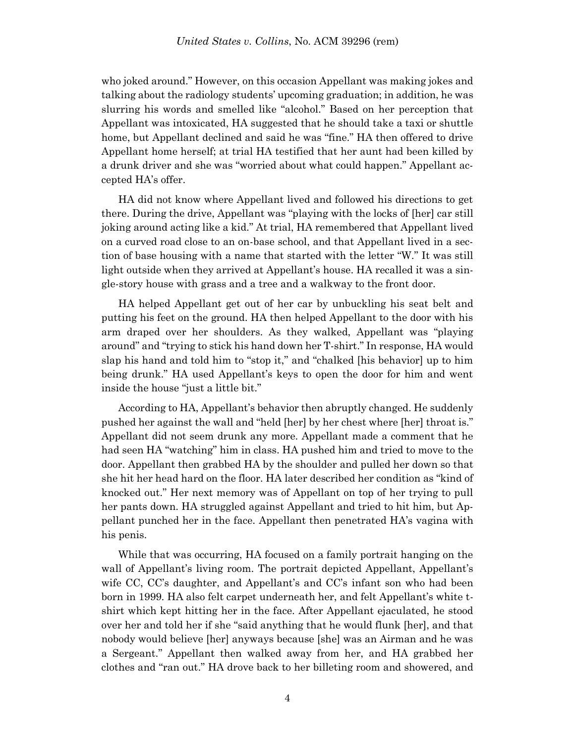who joked around." However, on this occasion Appellant was making jokes and talking about the radiology students' upcoming graduation; in addition, he was slurring his words and smelled like "alcohol." Based on her perception that Appellant was intoxicated, HA suggested that he should take a taxi or shuttle home, but Appellant declined and said he was "fine." HA then offered to drive Appellant home herself; at trial HA testified that her aunt had been killed by a drunk driver and she was "worried about what could happen." Appellant accepted HA's offer.

HA did not know where Appellant lived and followed his directions to get there. During the drive, Appellant was "playing with the locks of [her] car still joking around acting like a kid." At trial, HA remembered that Appellant lived on a curved road close to an on-base school, and that Appellant lived in a section of base housing with a name that started with the letter "W." It was still light outside when they arrived at Appellant's house. HA recalled it was a single-story house with grass and a tree and a walkway to the front door.

HA helped Appellant get out of her car by unbuckling his seat belt and putting his feet on the ground. HA then helped Appellant to the door with his arm draped over her shoulders. As they walked, Appellant was "playing around" and "trying to stick his hand down her T-shirt." In response, HA would slap his hand and told him to "stop it," and "chalked [his behavior] up to him being drunk." HA used Appellant's keys to open the door for him and went inside the house "just a little bit."

According to HA, Appellant's behavior then abruptly changed. He suddenly pushed her against the wall and "held [her] by her chest where [her] throat is." Appellant did not seem drunk any more. Appellant made a comment that he had seen HA "watching" him in class. HA pushed him and tried to move to the door. Appellant then grabbed HA by the shoulder and pulled her down so that she hit her head hard on the floor. HA later described her condition as "kind of knocked out." Her next memory was of Appellant on top of her trying to pull her pants down. HA struggled against Appellant and tried to hit him, but Appellant punched her in the face. Appellant then penetrated HA's vagina with his penis.

While that was occurring, HA focused on a family portrait hanging on the wall of Appellant's living room. The portrait depicted Appellant, Appellant's wife CC, CC's daughter, and Appellant's and CC's infant son who had been born in 1999. HA also felt carpet underneath her, and felt Appellant's white t-shirt which kept hitting her in the face. After Appellant ejaculated, he stood over her and told her if she "said anything that he would flunk [her], and that nobody would believe [her] anyways because [she] was an Airman and he was a Sergeant." Appellant then walked away from her, and HA grabbed her clothes and "ran out." HA drove back to her billeting room and showered, and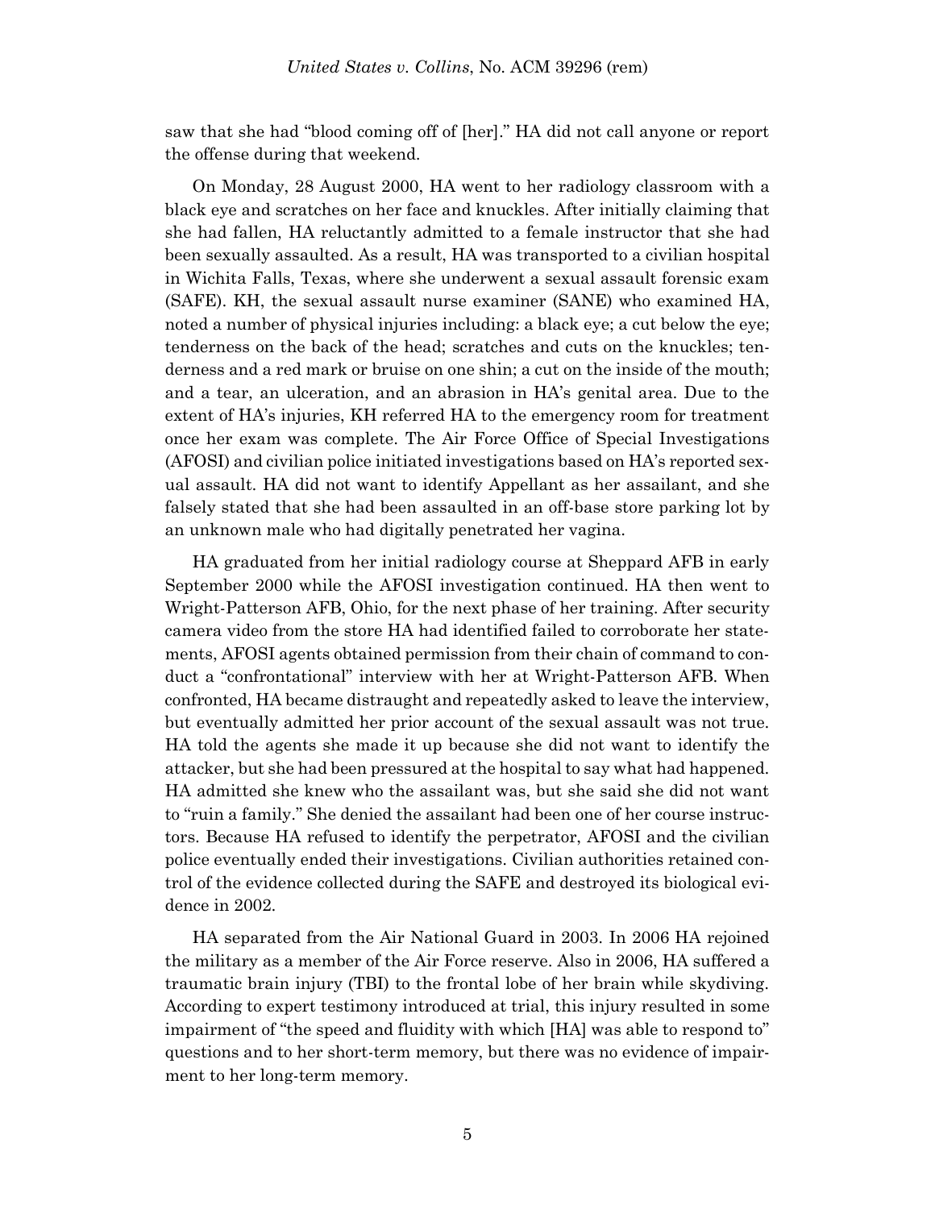saw that she had "blood coming off of [her]." HA did not call anyone or report the offense during that weekend.

On Monday, 28 August 2000, HA went to her radiology classroom with a black eye and scratches on her face and knuckles. After initially claiming that she had fallen, HA reluctantly admitted to a female instructor that she had been sexually assaulted. As a result, HA was transported to a civilian hospital in Wichita Falls, Texas, where she underwent a sexual assault forensic exam (SAFE). KH, the sexual assault nurse examiner (SANE) who examined HA, noted a number of physical injuries including: a black eye; a cut below the eye; tenderness on the back of the head; scratches and cuts on the knuckles; tenderness and a red mark or bruise on one shin; a cut on the inside of the mouth; and a tear, an ulceration, and an abrasion in HA's genital area. Due to the extent of HA's injuries, KH referred HA to the emergency room for treatment once her exam was complete. The Air Force Office of Special Investigations (AFOSI) and civilian police initiated investigations based on HA's reported sexual assault. HA did not want to identify Appellant as her assailant, and she falsely stated that she had been assaulted in an off-base store parking lot by an unknown male who had digitally penetrated her vagina.

HA graduated from her initial radiology course at Sheppard AFB in early September 2000 while the AFOSI investigation continued. HA then went to Wright-Patterson AFB, Ohio, for the next phase of her training. After security camera video from the store HA had identified failed to corroborate her statements, AFOSI agents obtained permission from their chain of command to conduct a "confrontational" interview with her at Wright-Patterson AFB. When confronted, HA became distraught and repeatedly asked to leave the interview, but eventually admitted her prior account of the sexual assault was not true. HA told the agents she made it up because she did not want to identify the attacker, but she had been pressured at the hospital to say what had happened. HA admitted she knew who the assailant was, but she said she did not want to "ruin a family." She denied the assailant had been one of her course instructors. Because HA refused to identify the perpetrator, AFOSI and the civilian police eventually ended their investigations. Civilian authorities retained control of the evidence collected during the SAFE and destroyed its biological evidence in 2002.

HA separated from the Air National Guard in 2003. In 2006 HA rejoined the military as a member of the Air Force reserve. Also in 2006, HA suffered a traumatic brain injury (TBI) to the frontal lobe of her brain while skydiving. According to expert testimony introduced at trial, this injury resulted in some impairment of "the speed and fluidity with which [HA] was able to respond to" questions and to her short-term memory, but there was no evidence of impairment to her long-term memory.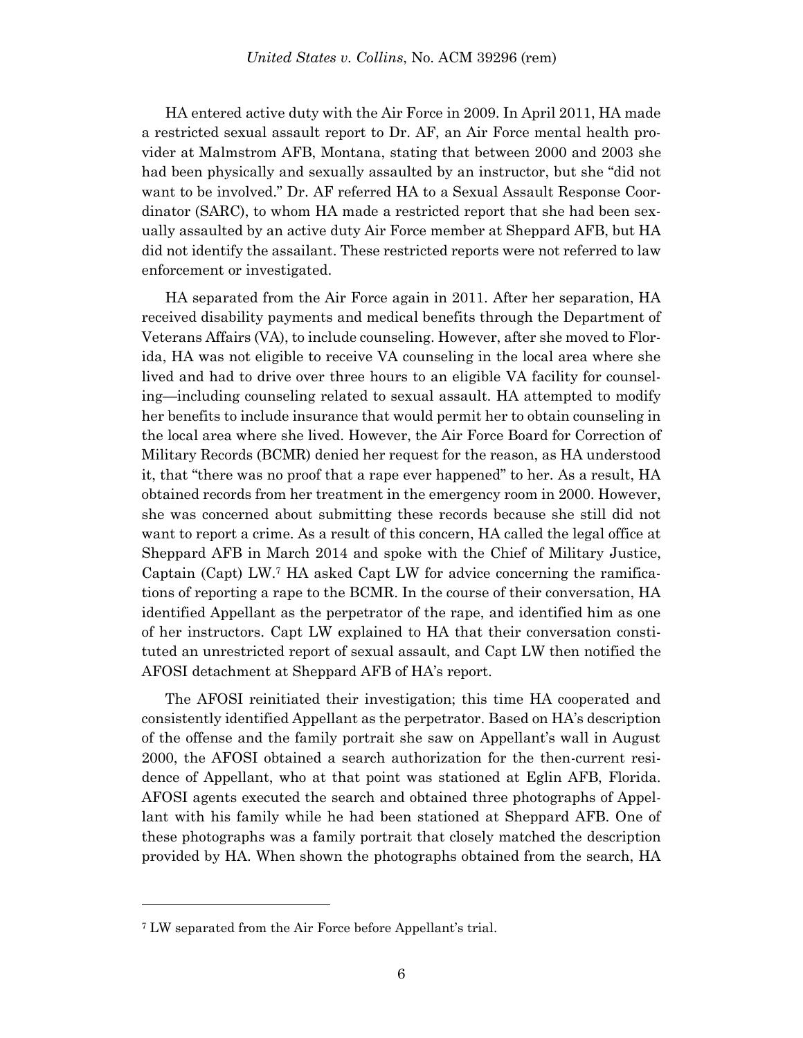HA entered active duty with the Air Force in 2009. In April 2011, HA made a restricted sexual assault report to Dr. AF, an Air Force mental health provider at Malmstrom AFB, Montana, stating that between 2000 and 2003 she had been physically and sexually assaulted by an instructor, but she "did not want to be involved." Dr. AF referred HA to a Sexual Assault Response Coordinator (SARC), to whom HA made a restricted report that she had been sexually assaulted by an active duty Air Force member at Sheppard AFB, but HA did not identify the assailant. These restricted reports were not referred to law enforcement or investigated.

HA separated from the Air Force again in 2011. After her separation, HA received disability payments and medical benefits through the Department of Veterans Affairs (VA), to include counseling. However, after she moved to Florida, HA was not eligible to receive VA counseling in the local area where she lived and had to drive over three hours to an eligible VA facility for counseling—including counseling related to sexual assault. HA attempted to modify her benefits to include insurance that would permit her to obtain counseling in the local area where she lived. However, the Air Force Board for Correction of Military Records (BCMR) denied her request for the reason, as HA understood it, that "there was no proof that a rape ever happened" to her. As a result, HA obtained records from her treatment in the emergency room in 2000. However, she was concerned about submitting these records because she still did not want to report a crime. As a result of this concern, HA called the legal office at Sheppard AFB in March 2014 and spoke with the Chief of Military Justice, Captain (Capt) LW.[7] HA asked Capt LW for advice concerning the ramifications of reporting a rape to the BCMR. In the course of their conversation, HA identified Appellant as the perpetrator of the rape, and identified him as one of her instructors. Capt LW explained to HA that their conversation constituted an unrestricted report of sexual assault, and Capt LW then notified the AFOSI detachment at Sheppard AFB of HA's report.

The AFOSI reinitiated their investigation; this time HA cooperated and consistently identified Appellant as the perpetrator. Based on HA's description of the offense and the family portrait she saw on Appellant's wall in August 2000, the AFOSI obtained a search authorization for the then-current residence of Appellant, who at that point was stationed at Eglin AFB, Florida. AFOSI agents executed the search and obtained three photographs of Appellant with his family while he had been stationed at Sheppard AFB. One of these photographs was a family portrait that closely matched the description provided by HA. When shown the photographs obtained from the search, HA

[7] LW separated from the Air Force before Appellant's trial.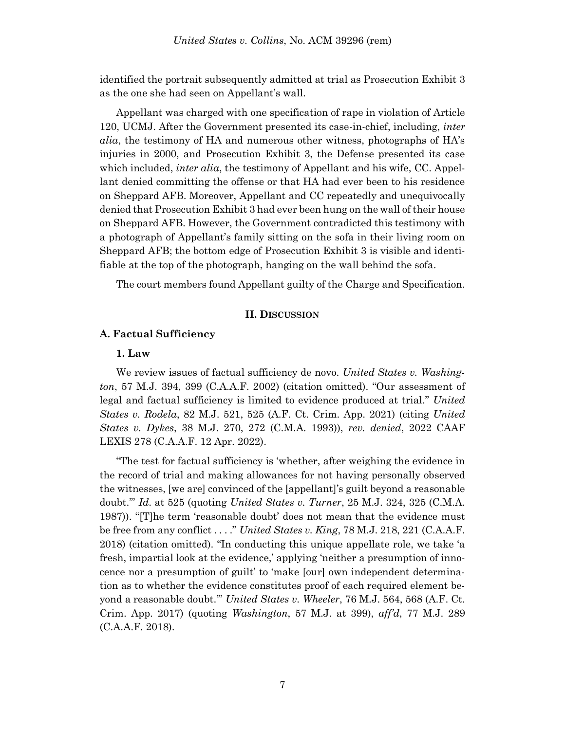identified the portrait subsequently admitted at trial as Prosecution Exhibit 3 as the one she had seen on Appellant's wall.

Appellant was charged with one specification of rape in violation of Article 120, UCMJ. After the Government presented its case-in-chief, including, *inter alia*, the testimony of HA and numerous other witness, photographs of HA's injuries in 2000, and Prosecution Exhibit 3, the Defense presented its case which included, *inter alia*, the testimony of Appellant and his wife, CC. Appellant denied committing the offense or that HA had ever been to his residence on Sheppard AFB. Moreover, Appellant and CC repeatedly and unequivocally denied that Prosecution Exhibit 3 had ever been hung on the wall of their house on Sheppard AFB. However, the Government contradicted this testimony with a photograph of Appellant's family sitting on the sofa in their living room on Sheppard AFB; the bottom edge of Prosecution Exhibit 3 is visible and identifiable at the top of the photograph, hanging on the wall behind the sofa.

The court members found Appellant guilty of the Charge and Specification.

## II. Discussion

### A. Factual Sufficiency

#### 1. Law

We review issues of factual sufficiency de novo. *United States v. Washington*, 57 M.J. 394, 399 (C.A.A.F. 2002) (citation omitted). "Our assessment of legal and factual sufficiency is limited to evidence produced at trial." *United States v. Rodela*, 82 M.J. 521, 525 (A.F. Ct. Crim. App. 2021) (citing *United States v. Dykes*, 38 M.J. 270, 272 (C.M.A. 1993)), *rev. denied*, 2022 CAAF LEXIS 278 (C.A.A.F. 12 Apr. 2022).

"The test for factual sufficiency is 'whether, after weighing the evidence in the record of trial and making allowances for not having personally observed the witnesses, [we are] convinced of the [appellant]'s guilt beyond a reasonable doubt.'" *Id.* at 525 (quoting *United States v. Turner*, 25 M.J. 324, 325 (C.M.A. 1987)). "[T]he term 'reasonable doubt' does not mean that the evidence must be free from any conflict . . . ." *United States v. King*, 78 M.J. 218, 221 (C.A.A.F. 2018) (citation omitted). "In conducting this unique appellate role, we take 'a fresh, impartial look at the evidence,' applying 'neither a presumption of innocence nor a presumption of guilt' to 'make [our] own independent determination as to whether the evidence constitutes proof of each required element beyond a reasonable doubt.'" *United States v. Wheeler*, 76 M.J. 564, 568 (A.F. Ct. Crim. App. 2017) (quoting *Washington*, 57 M.J. at 399), *aff'd*, 77 M.J. 289 (C.A.A.F. 2018).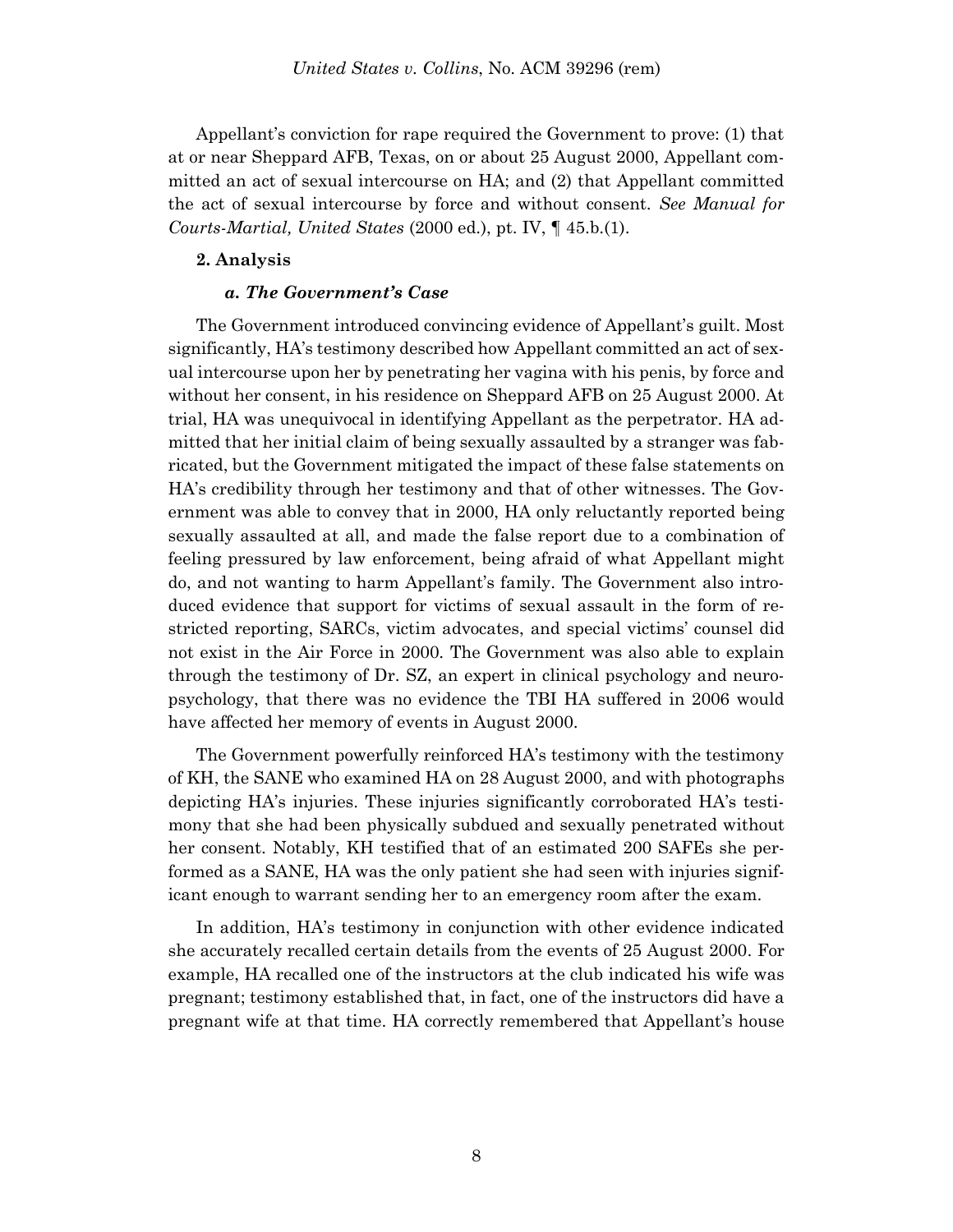Appellant's conviction for rape required the Government to prove: (1) that at or near Sheppard AFB, Texas, on or about 25 August 2000, Appellant committed an act of sexual intercourse on HA; and (2) that Appellant committed the act of sexual intercourse by force and without consent. *See Manual for Courts-Martial, United States* (2000 ed.), pt. IV, ¶ 45.b.(1).

**2. Analysis**

***a. The Government's Case***

The Government introduced convincing evidence of Appellant's guilt. Most significantly, HA's testimony described how Appellant committed an act of sexual intercourse upon her by penetrating her vagina with his penis, by force and without her consent, in his residence on Sheppard AFB on 25 August 2000. At trial, HA was unequivocal in identifying Appellant as the perpetrator. HA admitted that her initial claim of being sexually assaulted by a stranger was fabricated, but the Government mitigated the impact of these false statements on HA's credibility through her testimony and that of other witnesses. The Government was able to convey that in 2000, HA only reluctantly reported being sexually assaulted at all, and made the false report due to a combination of feeling pressured by law enforcement, being afraid of what Appellant might do, and not wanting to harm Appellant's family. The Government also introduced evidence that support for victims of sexual assault in the form of restricted reporting, SARCs, victim advocates, and special victims' counsel did not exist in the Air Force in 2000. The Government was also able to explain through the testimony of Dr. SZ, an expert in clinical psychology and neuropsychology, that there was no evidence the TBI HA suffered in 2006 would have affected her memory of events in August 2000.

The Government powerfully reinforced HA's testimony with the testimony of KH, the SANE who examined HA on 28 August 2000, and with photographs depicting HA's injuries. These injuries significantly corroborated HA's testimony that she had been physically subdued and sexually penetrated without her consent. Notably, KH testified that of an estimated 200 SAFEs she performed as a SANE, HA was the only patient she had seen with injuries significant enough to warrant sending her to an emergency room after the exam.

In addition, HA's testimony in conjunction with other evidence indicated she accurately recalled certain details from the events of 25 August 2000. For example, HA recalled one of the instructors at the club indicated his wife was pregnant; testimony established that, in fact, one of the instructors did have a pregnant wife at that time. HA correctly remembered that Appellant's house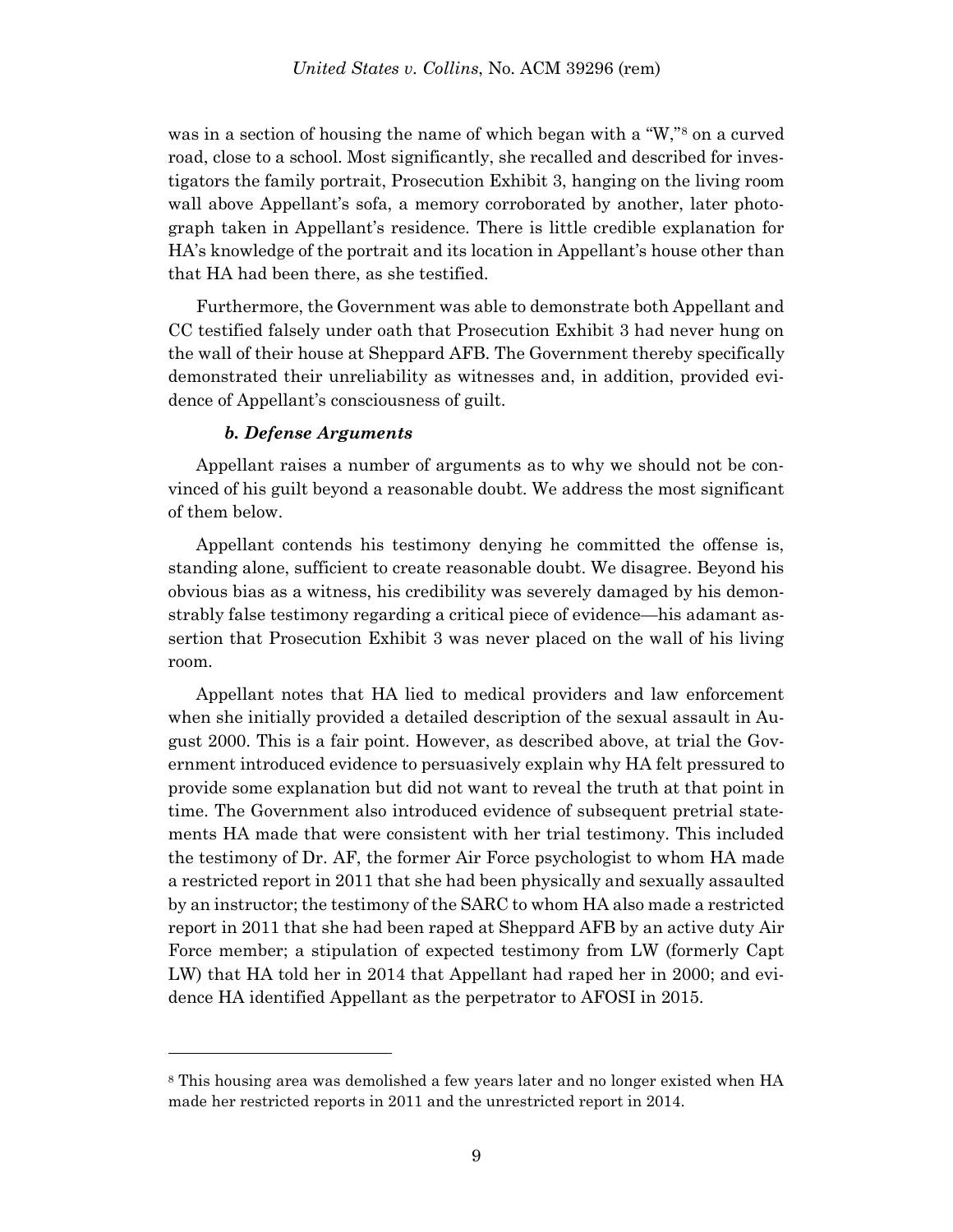was in a section of housing the name of which began with a "W,"[8] on a curved road, close to a school. Most significantly, she recalled and described for investigators the family portrait, Prosecution Exhibit 3, hanging on the living room wall above Appellant's sofa, a memory corroborated by another, later photograph taken in Appellant's residence. There is little credible explanation for HA's knowledge of the portrait and its location in Appellant's house other than that HA had been there, as she testified.

Furthermore, the Government was able to demonstrate both Appellant and CC testified falsely under oath that Prosecution Exhibit 3 had never hung on the wall of their house at Sheppard AFB. The Government thereby specifically demonstrated their unreliability as witnesses and, in addition, provided evidence of Appellant's consciousness of guilt.

#### *b. Defense Arguments*

Appellant raises a number of arguments as to why we should not be convinced of his guilt beyond a reasonable doubt. We address the most significant of them below.

Appellant contends his testimony denying he committed the offense is, standing alone, sufficient to create reasonable doubt. We disagree. Beyond his obvious bias as a witness, his credibility was severely damaged by his demonstrably false testimony regarding a critical piece of evidence—his adamant assertion that Prosecution Exhibit 3 was never placed on the wall of his living room.

Appellant notes that HA lied to medical providers and law enforcement when she initially provided a detailed description of the sexual assault in August 2000. This is a fair point. However, as described above, at trial the Government introduced evidence to persuasively explain why HA felt pressured to provide some explanation but did not want to reveal the truth at that point in time. The Government also introduced evidence of subsequent pretrial statements HA made that were consistent with her trial testimony. This included the testimony of Dr. AF, the former Air Force psychologist to whom HA made a restricted report in 2011 that she had been physically and sexually assaulted by an instructor; the testimony of the SARC to whom HA also made a restricted report in 2011 that she had been raped at Sheppard AFB by an active duty Air Force member; a stipulation of expected testimony from LW (formerly Capt LW) that HA told her in 2014 that Appellant had raped her in 2000; and evidence HA identified Appellant as the perpetrator to AFOSI in 2015.

---

[8] This housing area was demolished a few years later and no longer existed when HA made her restricted reports in 2011 and the unrestricted report in 2014.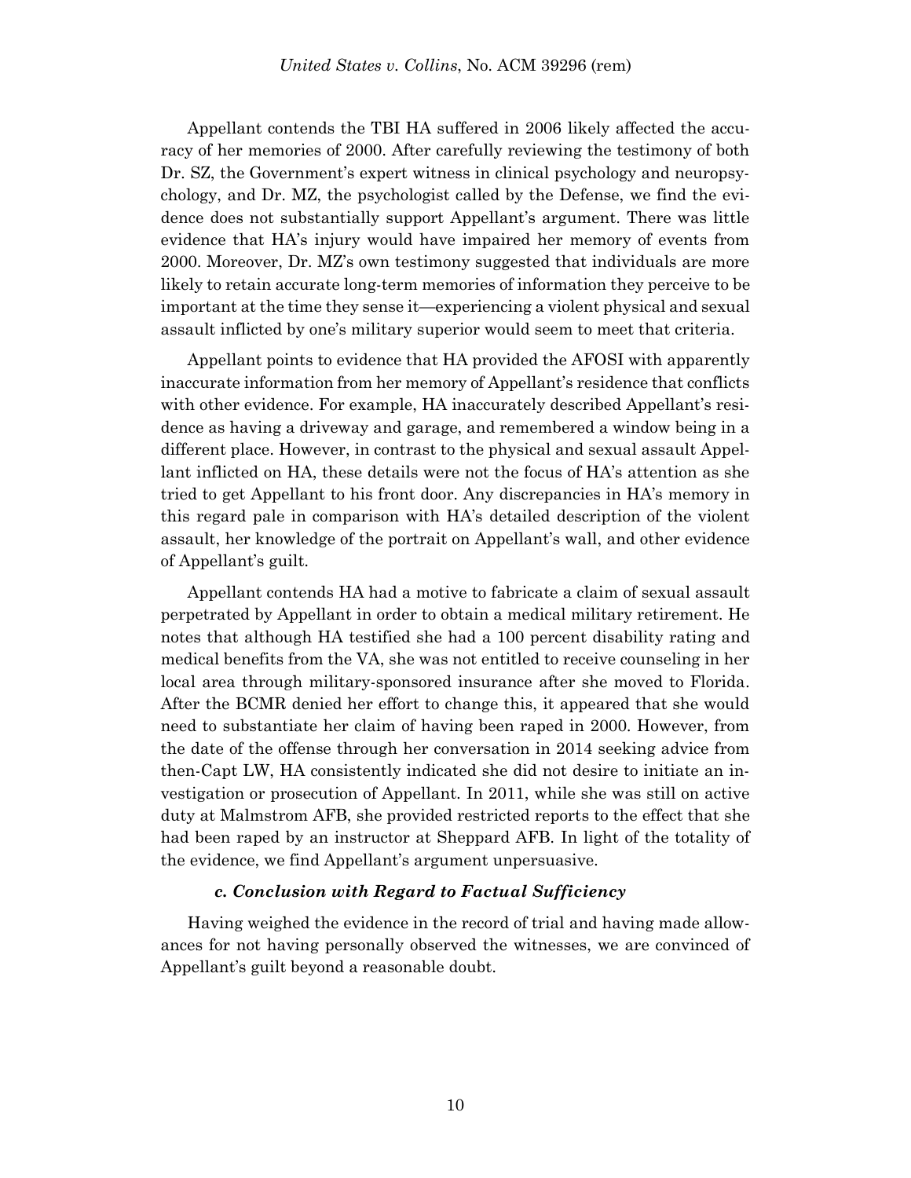Appellant contends the TBI HA suffered in 2006 likely affected the accuracy of her memories of 2000. After carefully reviewing the testimony of both Dr. SZ, the Government's expert witness in clinical psychology and neuropsychology, and Dr. MZ, the psychologist called by the Defense, we find the evidence does not substantially support Appellant's argument. There was little evidence that HA's injury would have impaired her memory of events from 2000. Moreover, Dr. MZ's own testimony suggested that individuals are more likely to retain accurate long-term memories of information they perceive to be important at the time they sense it—experiencing a violent physical and sexual assault inflicted by one's military superior would seem to meet that criteria.

Appellant points to evidence that HA provided the AFOSI with apparently inaccurate information from her memory of Appellant's residence that conflicts with other evidence. For example, HA inaccurately described Appellant's residence as having a driveway and garage, and remembered a window being in a different place. However, in contrast to the physical and sexual assault Appellant inflicted on HA, these details were not the focus of HA's attention as she tried to get Appellant to his front door. Any discrepancies in HA's memory in this regard pale in comparison with HA's detailed description of the violent assault, her knowledge of the portrait on Appellant's wall, and other evidence of Appellant's guilt.

Appellant contends HA had a motive to fabricate a claim of sexual assault perpetrated by Appellant in order to obtain a medical military retirement. He notes that although HA testified she had a 100 percent disability rating and medical benefits from the VA, she was not entitled to receive counseling in her local area through military-sponsored insurance after she moved to Florida. After the BCMR denied her effort to change this, it appeared that she would need to substantiate her claim of having been raped in 2000. However, from the date of the offense through her conversation in 2014 seeking advice from then-Capt LW, HA consistently indicated she did not desire to initiate an investigation or prosecution of Appellant. In 2011, while she was still on active duty at Malmstrom AFB, she provided restricted reports to the effect that she had been raped by an instructor at Sheppard AFB. In light of the totality of the evidence, we find Appellant's argument unpersuasive.

#### *c. Conclusion with Regard to Factual Sufficiency*

Having weighed the evidence in the record of trial and having made allowances for not having personally observed the witnesses, we are convinced of Appellant's guilt beyond a reasonable doubt.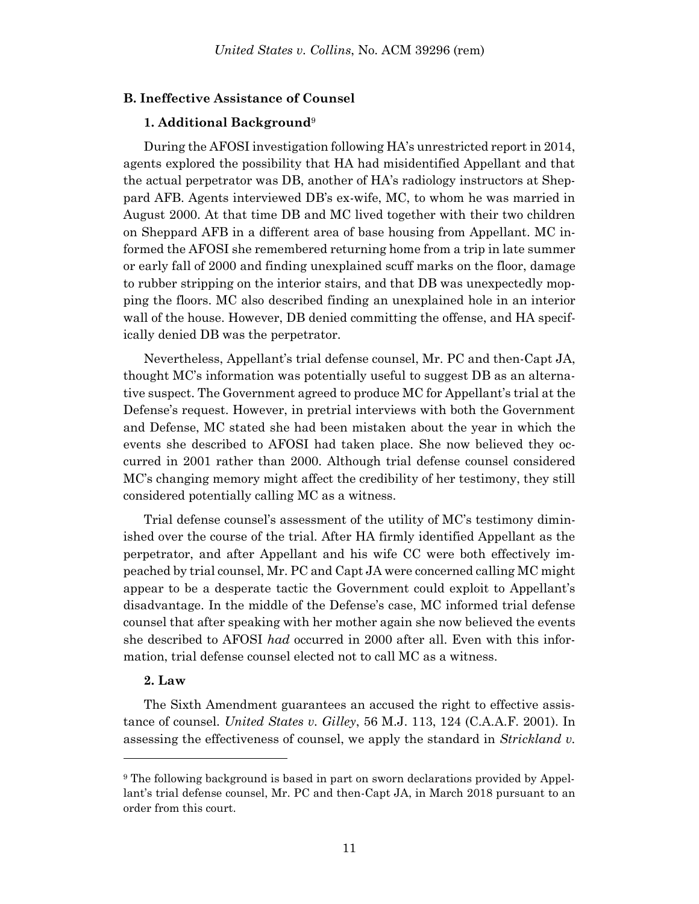## B. Ineffective Assistance of Counsel

### 1. Additional Background[9]

During the AFOSI investigation following HA's unrestricted report in 2014, agents explored the possibility that HA had misidentified Appellant and that the actual perpetrator was DB, another of HA's radiology instructors at Sheppard AFB. Agents interviewed DB's ex-wife, MC, to whom he was married in August 2000. At that time DB and MC lived together with their two children on Sheppard AFB in a different area of base housing from Appellant. MC informed the AFOSI she remembered returning home from a trip in late summer or early fall of 2000 and finding unexplained scuff marks on the floor, damage to rubber stripping on the interior stairs, and that DB was unexpectedly mopping the floors. MC also described finding an unexplained hole in an interior wall of the house. However, DB denied committing the offense, and HA specifically denied DB was the perpetrator.

Nevertheless, Appellant's trial defense counsel, Mr. PC and then-Capt JA, thought MC's information was potentially useful to suggest DB as an alternative suspect. The Government agreed to produce MC for Appellant's trial at the Defense's request. However, in pretrial interviews with both the Government and Defense, MC stated she had been mistaken about the year in which the events she described to AFOSI had taken place. She now believed they occurred in 2001 rather than 2000. Although trial defense counsel considered MC's changing memory might affect the credibility of her testimony, they still considered potentially calling MC as a witness.

Trial defense counsel's assessment of the utility of MC's testimony diminished over the course of the trial. After HA firmly identified Appellant as the perpetrator, and after Appellant and his wife CC were both effectively impeached by trial counsel, Mr. PC and Capt JA were concerned calling MC might appear to be a desperate tactic the Government could exploit to Appellant's disadvantage. In the middle of the Defense's case, MC informed trial defense counsel that after speaking with her mother again she now believed the events she described to AFOSI *had* occurred in 2000 after all. Even with this information, trial defense counsel elected not to call MC as a witness.

### 2. Law

The Sixth Amendment guarantees an accused the right to effective assistance of counsel. *United States v. Gilley*, 56 M.J. 113, 124 (C.A.A.F. 2001). In assessing the effectiveness of counsel, we apply the standard in *Strickland v.*

---

[9] The following background is based in part on sworn declarations provided by Appellant's trial defense counsel, Mr. PC and then-Capt JA, in March 2018 pursuant to an order from this court.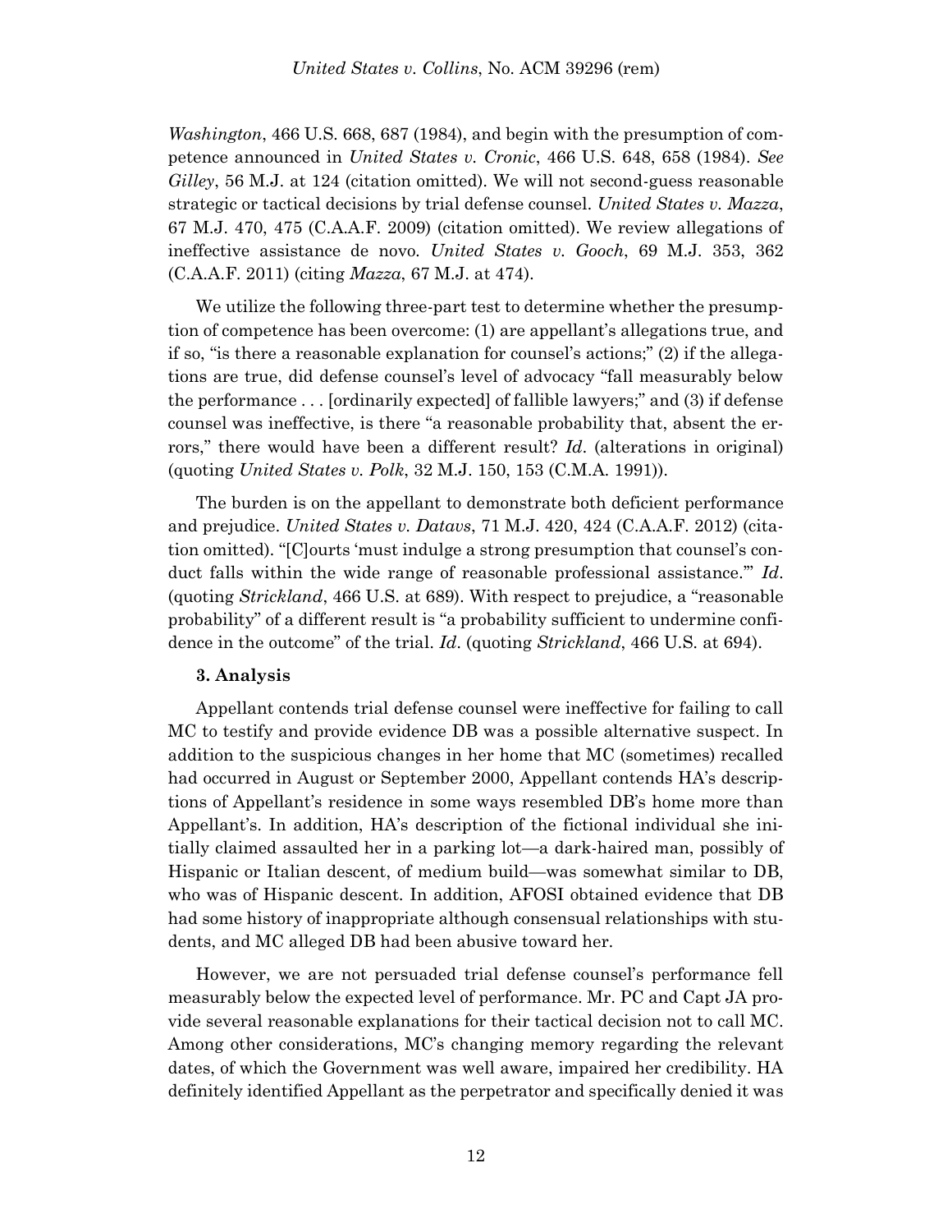*Washington*, 466 U.S. 668, 687 (1984), and begin with the presumption of competence announced in *United States v. Cronic*, 466 U.S. 648, 658 (1984). *See Gilley*, 56 M.J. at 124 (citation omitted). We will not second-guess reasonable strategic or tactical decisions by trial defense counsel. *United States v. Mazza*, 67 M.J. 470, 475 (C.A.A.F. 2009) (citation omitted). We review allegations of ineffective assistance de novo. *United States v. Gooch*, 69 M.J. 353, 362 (C.A.A.F. 2011) (citing *Mazza*, 67 M.J. at 474).

We utilize the following three-part test to determine whether the presumption of competence has been overcome: (1) are appellant's allegations true, and if so, "is there a reasonable explanation for counsel's actions;" (2) if the allegations are true, did defense counsel's level of advocacy "fall measurably below the performance . . . [ordinarily expected] of fallible lawyers;" and (3) if defense counsel was ineffective, is there "a reasonable probability that, absent the errors," there would have been a different result? *Id.* (alterations in original) (quoting *United States v. Polk*, 32 M.J. 150, 153 (C.M.A. 1991)).

The burden is on the appellant to demonstrate both deficient performance and prejudice. *United States v. Datavs*, 71 M.J. 420, 424 (C.A.A.F. 2012) (citation omitted). "[C]ourts 'must indulge a strong presumption that counsel's conduct falls within the wide range of reasonable professional assistance.'" *Id.* (quoting *Strickland*, 466 U.S. at 689). With respect to prejudice, a "reasonable probability" of a different result is "a probability sufficient to undermine confidence in the outcome" of the trial. *Id.* (quoting *Strickland*, 466 U.S. at 694).

**3. Analysis**

Appellant contends trial defense counsel were ineffective for failing to call MC to testify and provide evidence DB was a possible alternative suspect. In addition to the suspicious changes in her home that MC (sometimes) recalled had occurred in August or September 2000, Appellant contends HA's descriptions of Appellant's residence in some ways resembled DB's home more than Appellant's. In addition, HA's description of the fictional individual she initially claimed assaulted her in a parking lot—a dark-haired man, possibly of Hispanic or Italian descent, of medium build—was somewhat similar to DB, who was of Hispanic descent. In addition, AFOSI obtained evidence that DB had some history of inappropriate although consensual relationships with students, and MC alleged DB had been abusive toward her.

However, we are not persuaded trial defense counsel's performance fell measurably below the expected level of performance. Mr. PC and Capt JA provide several reasonable explanations for their tactical decision not to call MC. Among other considerations, MC's changing memory regarding the relevant dates, of which the Government was well aware, impaired her credibility. HA definitely identified Appellant as the perpetrator and specifically denied it was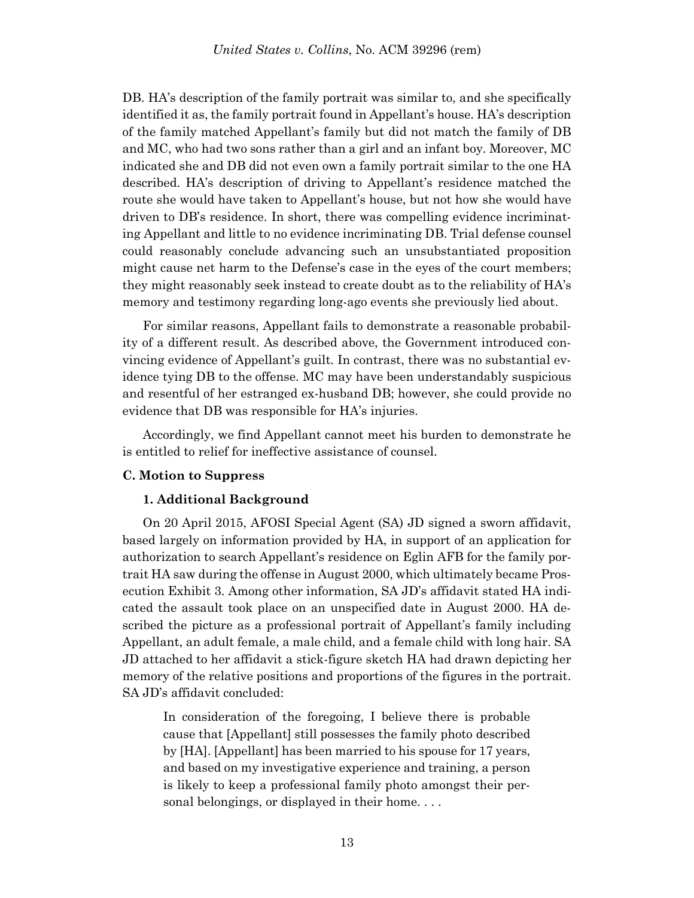DB. HA's description of the family portrait was similar to, and she specifically identified it as, the family portrait found in Appellant's house. HA's description of the family matched Appellant's family but did not match the family of DB and MC, who had two sons rather than a girl and an infant boy. Moreover, MC indicated she and DB did not even own a family portrait similar to the one HA described. HA's description of driving to Appellant's residence matched the route she would have taken to Appellant's house, but not how she would have driven to DB's residence. In short, there was compelling evidence incriminating Appellant and little to no evidence incriminating DB. Trial defense counsel could reasonably conclude advancing such an unsubstantiated proposition might cause net harm to the Defense's case in the eyes of the court members; they might reasonably seek instead to create doubt as to the reliability of HA's memory and testimony regarding long-ago events she previously lied about.

For similar reasons, Appellant fails to demonstrate a reasonable probability of a different result. As described above, the Government introduced convincing evidence of Appellant's guilt. In contrast, there was no substantial evidence tying DB to the offense. MC may have been understandably suspicious and resentful of her estranged ex-husband DB; however, she could provide no evidence that DB was responsible for HA's injuries.

Accordingly, we find Appellant cannot meet his burden to demonstrate he is entitled to relief for ineffective assistance of counsel.

### C. Motion to Suppress

#### 1. Additional Background

On 20 April 2015, AFOSI Special Agent (SA) JD signed a sworn affidavit, based largely on information provided by HA, in support of an application for authorization to search Appellant's residence on Eglin AFB for the family portrait HA saw during the offense in August 2000, which ultimately became Prosecution Exhibit 3. Among other information, SA JD's affidavit stated HA indicated the assault took place on an unspecified date in August 2000. HA described the picture as a professional portrait of Appellant's family including Appellant, an adult female, a male child, and a female child with long hair. SA JD attached to her affidavit a stick-figure sketch HA had drawn depicting her memory of the relative positions and proportions of the figures in the portrait. SA JD's affidavit concluded:

> In consideration of the foregoing, I believe there is probable cause that [Appellant] still possesses the family photo described by [HA]. [Appellant] has been married to his spouse for 17 years, and based on my investigative experience and training, a person is likely to keep a professional family photo amongst their personal belongings, or displayed in their home. . . .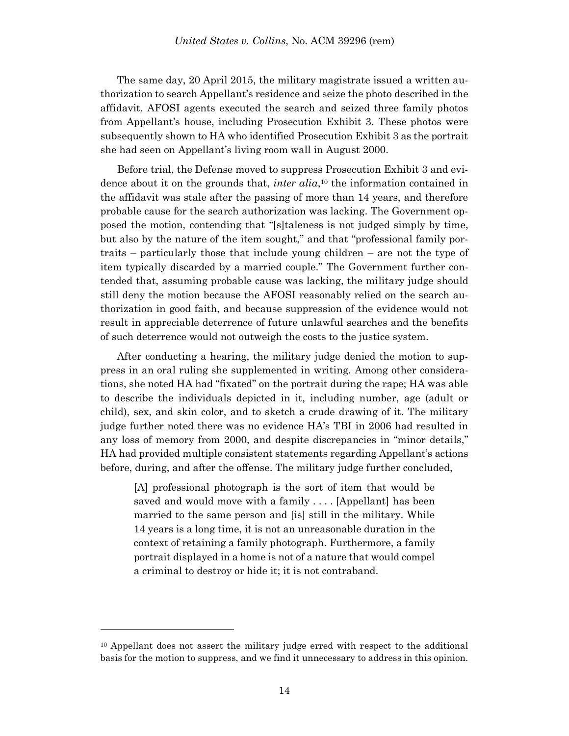The same day, 20 April 2015, the military magistrate issued a written authorization to search Appellant's residence and seize the photo described in the affidavit. AFOSI agents executed the search and seized three family photos from Appellant's house, including Prosecution Exhibit 3. These photos were subsequently shown to HA who identified Prosecution Exhibit 3 as the portrait she had seen on Appellant's living room wall in August 2000.

Before trial, the Defense moved to suppress Prosecution Exhibit 3 and evidence about it on the grounds that, *inter alia*,[10] the information contained in the affidavit was stale after the passing of more than 14 years, and therefore probable cause for the search authorization was lacking. The Government opposed the motion, contending that "[s]taleness is not judged simply by time, but also by the nature of the item sought," and that "professional family portraits – particularly those that include young children – are not the type of item typically discarded by a married couple." The Government further contended that, assuming probable cause was lacking, the military judge should still deny the motion because the AFOSI reasonably relied on the search authorization in good faith, and because suppression of the evidence would not result in appreciable deterrence of future unlawful searches and the benefits of such deterrence would not outweigh the costs to the justice system.

After conducting a hearing, the military judge denied the motion to suppress in an oral ruling she supplemented in writing. Among other considerations, she noted HA had "fixated" on the portrait during the rape; HA was able to describe the individuals depicted in it, including number, age (adult or child), sex, and skin color, and to sketch a crude drawing of it. The military judge further noted there was no evidence HA's TBI in 2006 had resulted in any loss of memory from 2000, and despite discrepancies in "minor details," HA had provided multiple consistent statements regarding Appellant's actions before, during, and after the offense. The military judge further concluded,

> [A] professional photograph is the sort of item that would be saved and would move with a family . . . . [Appellant] has been married to the same person and [is] still in the military. While 14 years is a long time, it is not an unreasonable duration in the context of retaining a family photograph. Furthermore, a family portrait displayed in a home is not of a nature that would compel a criminal to destroy or hide it; it is not contraband.

---

[10] Appellant does not assert the military judge erred with respect to the additional basis for the motion to suppress, and we find it unnecessary to address in this opinion.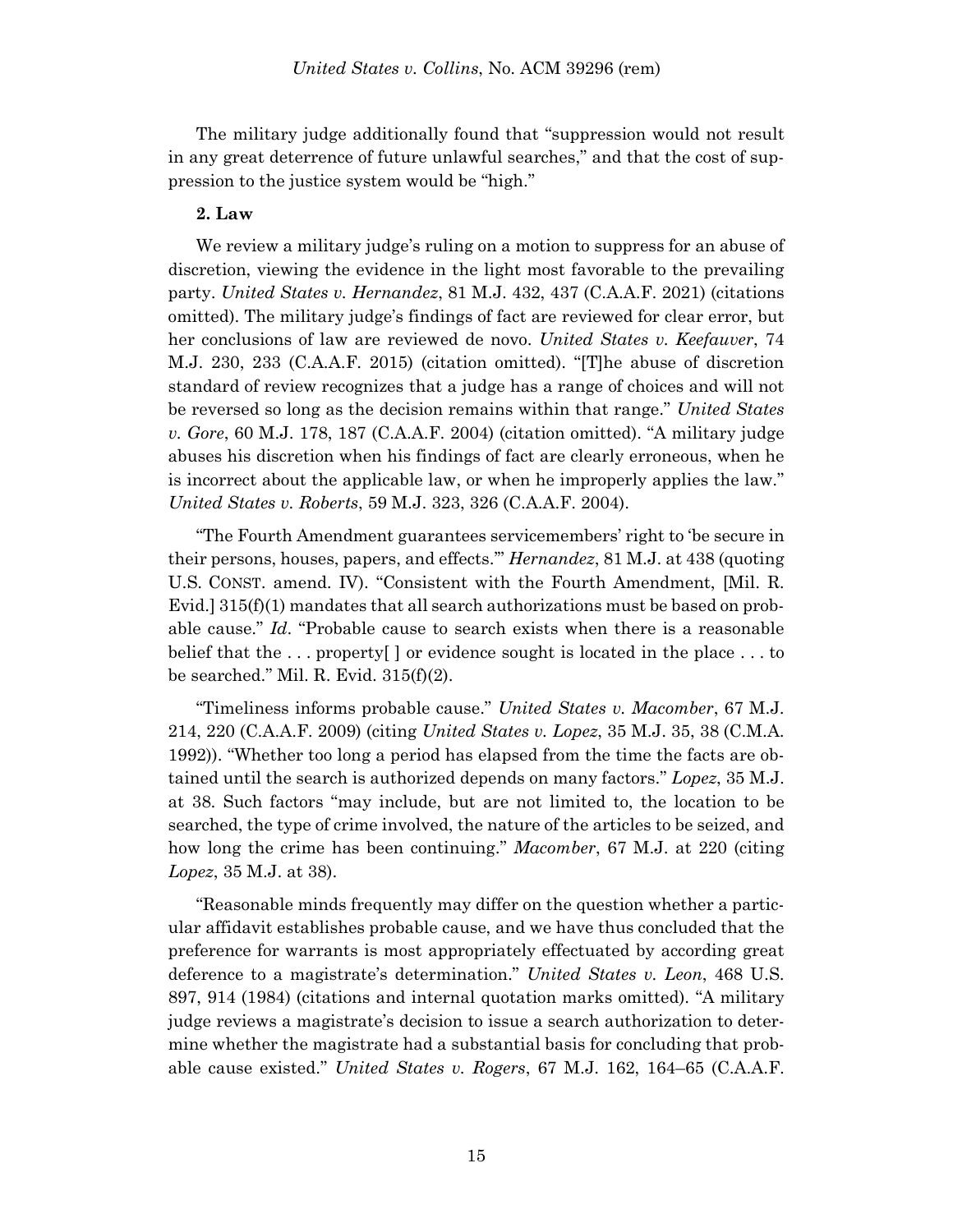The military judge additionally found that "suppression would not result in any great deterrence of future unlawful searches," and that the cost of suppression to the justice system would be "high."

**2. Law**

We review a military judge's ruling on a motion to suppress for an abuse of discretion, viewing the evidence in the light most favorable to the prevailing party. *United States v. Hernandez*, 81 M.J. 432, 437 (C.A.A.F. 2021) (citations omitted). The military judge's findings of fact are reviewed for clear error, but her conclusions of law are reviewed de novo. *United States v. Keefauver*, 74 M.J. 230, 233 (C.A.A.F. 2015) (citation omitted). "[T]he abuse of discretion standard of review recognizes that a judge has a range of choices and will not be reversed so long as the decision remains within that range." *United States v. Gore*, 60 M.J. 178, 187 (C.A.A.F. 2004) (citation omitted). "A military judge abuses his discretion when his findings of fact are clearly erroneous, when he is incorrect about the applicable law, or when he improperly applies the law." *United States v. Roberts*, 59 M.J. 323, 326 (C.A.A.F. 2004).

"The Fourth Amendment guarantees servicemembers' right to 'be secure in their persons, houses, papers, and effects.'" *Hernandez*, 81 M.J. at 438 (quoting U.S. CONST. amend. IV). "Consistent with the Fourth Amendment, [Mil. R. Evid.] 315(f)(1) mandates that all search authorizations must be based on probable cause." *Id*. "Probable cause to search exists when there is a reasonable belief that the . . . property[ ] or evidence sought is located in the place . . . to be searched." Mil. R. Evid. 315(f)(2).

"Timeliness informs probable cause." *United States v. Macomber*, 67 M.J. 214, 220 (C.A.A.F. 2009) (citing *United States v. Lopez*, 35 M.J. 35, 38 (C.M.A. 1992)). "Whether too long a period has elapsed from the time the facts are obtained until the search is authorized depends on many factors." *Lopez*, 35 M.J. at 38. Such factors "may include, but are not limited to, the location to be searched, the type of crime involved, the nature of the articles to be seized, and how long the crime has been continuing." *Macomber*, 67 M.J. at 220 (citing *Lopez*, 35 M.J. at 38).

"Reasonable minds frequently may differ on the question whether a particular affidavit establishes probable cause, and we have thus concluded that the preference for warrants is most appropriately effectuated by according great deference to a magistrate's determination." *United States v. Leon*, 468 U.S. 897, 914 (1984) (citations and internal quotation marks omitted). "A military judge reviews a magistrate's decision to issue a search authorization to determine whether the magistrate had a substantial basis for concluding that probable cause existed." *United States v. Rogers*, 67 M.J. 162, 164–65 (C.A.A.F.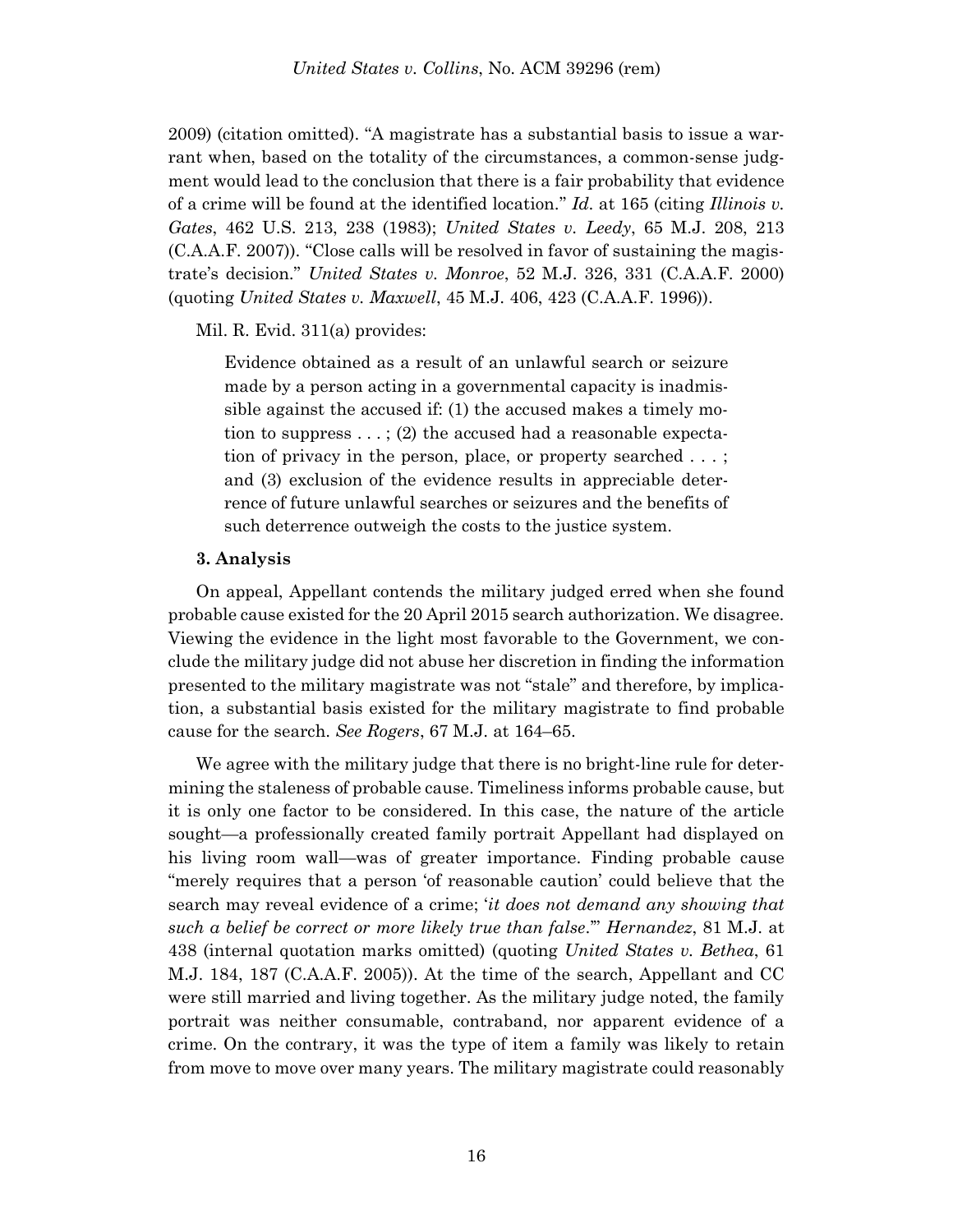2009) (citation omitted). "A magistrate has a substantial basis to issue a warrant when, based on the totality of the circumstances, a common-sense judgment would lead to the conclusion that there is a fair probability that evidence of a crime will be found at the identified location." *Id.* at 165 (citing *Illinois v. Gates*, 462 U.S. 213, 238 (1983); *United States v. Leedy*, 65 M.J. 208, 213 (C.A.A.F. 2007)). "Close calls will be resolved in favor of sustaining the magistrate's decision." *United States v. Monroe*, 52 M.J. 326, 331 (C.A.A.F. 2000) (quoting *United States v. Maxwell*, 45 M.J. 406, 423 (C.A.A.F. 1996)).

Mil. R. Evid. 311(a) provides:

> Evidence obtained as a result of an unlawful search or seizure made by a person acting in a governmental capacity is inadmissible against the accused if: (1) the accused makes a timely motion to suppress . . . ; (2) the accused had a reasonable expectation of privacy in the person, place, or property searched . . . ; and (3) exclusion of the evidence results in appreciable deterrence of future unlawful searches or seizures and the benefits of such deterrence outweigh the costs to the justice system.

**3. Analysis**

On appeal, Appellant contends the military judged erred when she found probable cause existed for the 20 April 2015 search authorization. We disagree. Viewing the evidence in the light most favorable to the Government, we conclude the military judge did not abuse her discretion in finding the information presented to the military magistrate was not "stale" and therefore, by implication, a substantial basis existed for the military magistrate to find probable cause for the search. *See Rogers*, 67 M.J. at 164–65.

We agree with the military judge that there is no bright-line rule for determining the staleness of probable cause. Timeliness informs probable cause, but it is only one factor to be considered. In this case, the nature of the article sought—a professionally created family portrait Appellant had displayed on his living room wall—was of greater importance. Finding probable cause "merely requires that a person 'of reasonable caution' could believe that the search may reveal evidence of a crime; '*it does not demand any showing that such a belief be correct or more likely true than false*.'" *Hernandez*, 81 M.J. at 438 (internal quotation marks omitted) (quoting *United States v. Bethea*, 61 M.J. 184, 187 (C.A.A.F. 2005)). At the time of the search, Appellant and CC were still married and living together. As the military judge noted, the family portrait was neither consumable, contraband, nor apparent evidence of a crime. On the contrary, it was the type of item a family was likely to retain from move to move over many years. The military magistrate could reasonably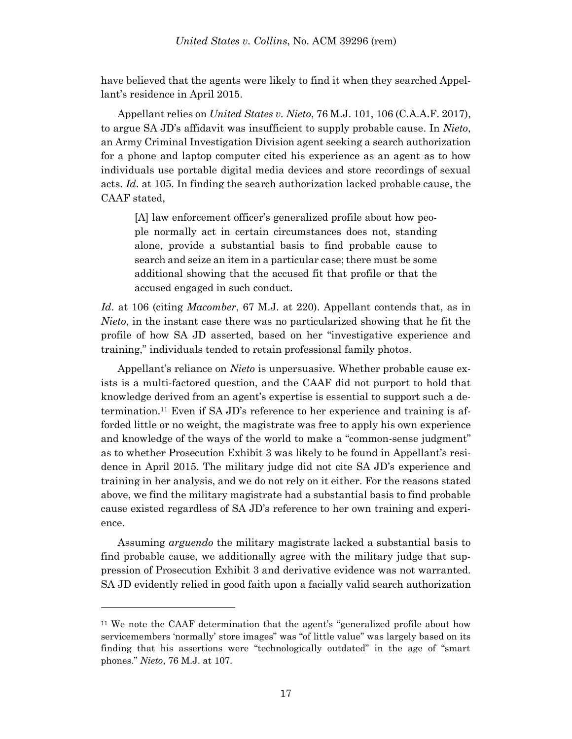have believed that the agents were likely to find it when they searched Appellant's residence in April 2015.

Appellant relies on *United States v. Nieto*, 76 M.J. 101, 106 (C.A.A.F. 2017), to argue SA JD's affidavit was insufficient to supply probable cause. In *Nieto*, an Army Criminal Investigation Division agent seeking a search authorization for a phone and laptop computer cited his experience as an agent as to how individuals use portable digital media devices and store recordings of sexual acts. *Id*. at 105. In finding the search authorization lacked probable cause, the CAAF stated,

> [A] law enforcement officer's generalized profile about how people normally act in certain circumstances does not, standing alone, provide a substantial basis to find probable cause to search and seize an item in a particular case; there must be some additional showing that the accused fit that profile or that the accused engaged in such conduct.

*Id*. at 106 (citing *Macomber*, 67 M.J. at 220). Appellant contends that, as in *Nieto*, in the instant case there was no particularized showing that he fit the profile of how SA JD asserted, based on her "investigative experience and training," individuals tended to retain professional family photos.

Appellant's reliance on *Nieto* is unpersuasive. Whether probable cause exists is a multi-factored question, and the CAAF did not purport to hold that knowledge derived from an agent's expertise is essential to support such a determination.[11] Even if SA JD's reference to her experience and training is afforded little or no weight, the magistrate was free to apply his own experience and knowledge of the ways of the world to make a "common-sense judgment" as to whether Prosecution Exhibit 3 was likely to be found in Appellant's residence in April 2015. The military judge did not cite SA JD's experience and training in her analysis, and we do not rely on it either. For the reasons stated above, we find the military magistrate had a substantial basis to find probable cause existed regardless of SA JD's reference to her own training and experience.

Assuming *arguendo* the military magistrate lacked a substantial basis to find probable cause, we additionally agree with the military judge that suppression of Prosecution Exhibit 3 and derivative evidence was not warranted. SA JD evidently relied in good faith upon a facially valid search authorization

---

[11] We note the CAAF determination that the agent's "generalized profile about how servicemembers 'normally' store images" was "of little value" was largely based on its finding that his assertions were "technologically outdated" in the age of "smart phones." *Nieto*, 76 M.J. at 107.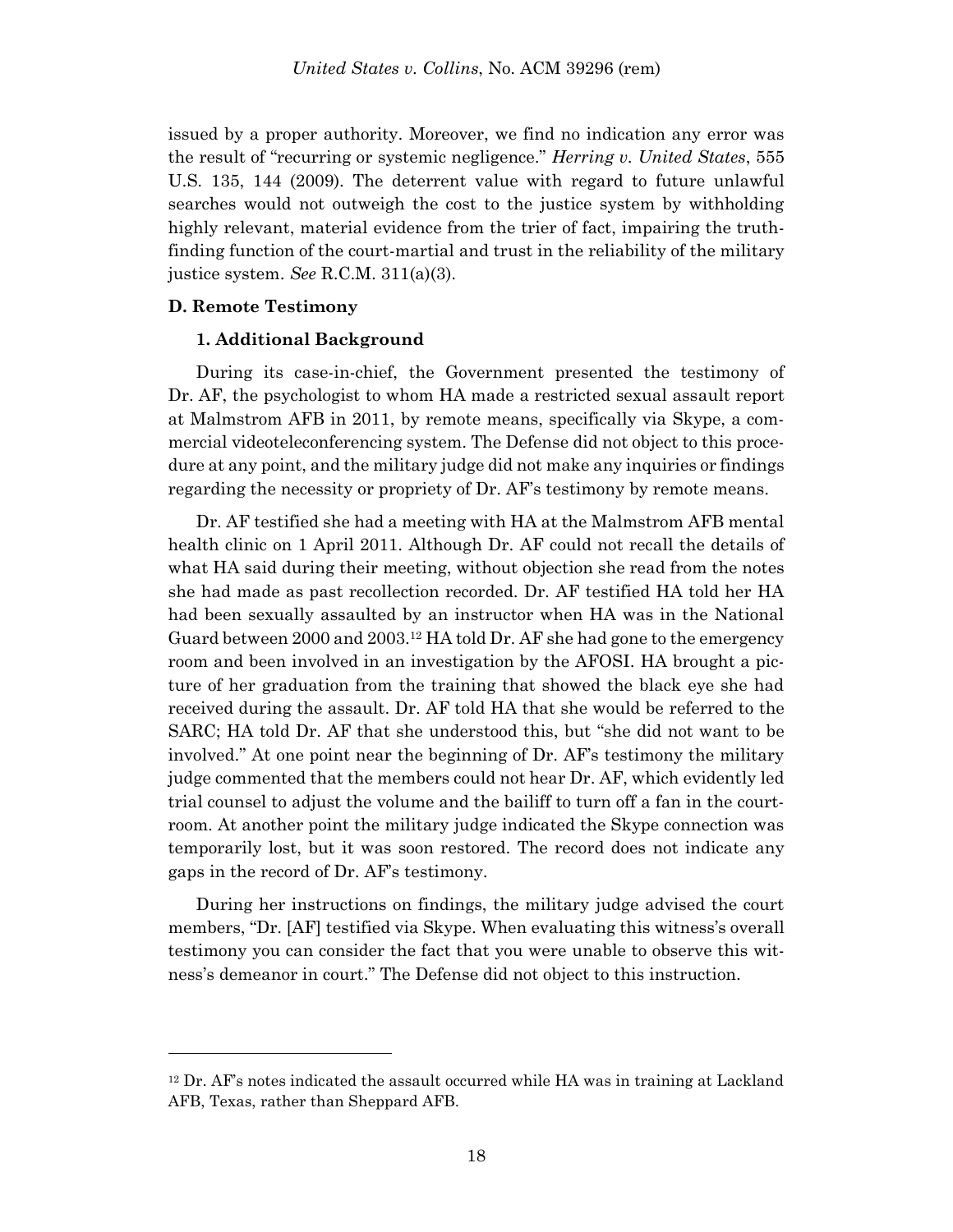issued by a proper authority. Moreover, we find no indication any error was the result of "recurring or systemic negligence." *Herring v. United States*, 555 U.S. 135, 144 (2009). The deterrent value with regard to future unlawful searches would not outweigh the cost to the justice system by withholding highly relevant, material evidence from the trier of fact, impairing the truth-finding function of the court-martial and trust in the reliability of the military justice system. *See* R.C.M. 311(a)(3).

**D. Remote Testimony**

**1. Additional Background**

During its case-in-chief, the Government presented the testimony of Dr. AF, the psychologist to whom HA made a restricted sexual assault report at Malmstrom AFB in 2011, by remote means, specifically via Skype, a commercial videoteleconferencing system. The Defense did not object to this procedure at any point, and the military judge did not make any inquiries or findings regarding the necessity or propriety of Dr. AF's testimony by remote means.

Dr. AF testified she had a meeting with HA at the Malmstrom AFB mental health clinic on 1 April 2011. Although Dr. AF could not recall the details of what HA said during their meeting, without objection she read from the notes she had made as past recollection recorded. Dr. AF testified HA told her HA had been sexually assaulted by an instructor when HA was in the National Guard between 2000 and 2003.[12] HA told Dr. AF she had gone to the emergency room and been involved in an investigation by the AFOSI. HA brought a picture of her graduation from the training that showed the black eye she had received during the assault. Dr. AF told HA that she would be referred to the SARC; HA told Dr. AF that she understood this, but "she did not want to be involved." At one point near the beginning of Dr. AF's testimony the military judge commented that the members could not hear Dr. AF, which evidently led trial counsel to adjust the volume and the bailiff to turn off a fan in the courtroom. At another point the military judge indicated the Skype connection was temporarily lost, but it was soon restored. The record does not indicate any gaps in the record of Dr. AF's testimony.

During her instructions on findings, the military judge advised the court members, "Dr. [AF] testified via Skype. When evaluating this witness's overall testimony you can consider the fact that you were unable to observe this witness's demeanor in court." The Defense did not object to this instruction.

---

[12] Dr. AF's notes indicated the assault occurred while HA was in training at Lackland AFB, Texas, rather than Sheppard AFB.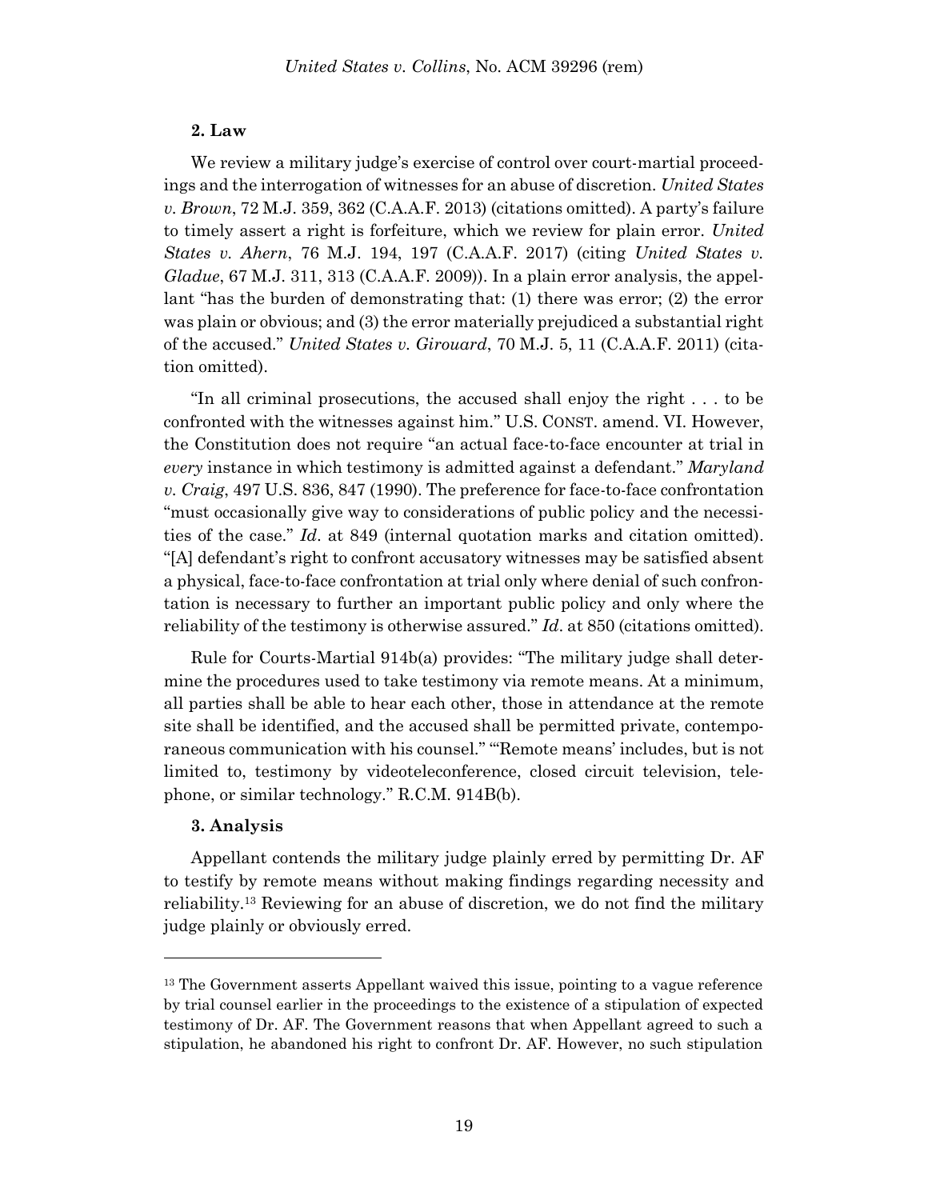### 2. Law

We review a military judge's exercise of control over court-martial proceedings and the interrogation of witnesses for an abuse of discretion. *United States v. Brown*, 72 M.J. 359, 362 (C.A.A.F. 2013) (citations omitted). A party's failure to timely assert a right is forfeiture, which we review for plain error. *United States v. Ahern*, 76 M.J. 194, 197 (C.A.A.F. 2017) (citing *United States v. Gladue*, 67 M.J. 311, 313 (C.A.A.F. 2009)). In a plain error analysis, the appellant "has the burden of demonstrating that: (1) there was error; (2) the error was plain or obvious; and (3) the error materially prejudiced a substantial right of the accused." *United States v. Girouard*, 70 M.J. 5, 11 (C.A.A.F. 2011) (citation omitted).

"In all criminal prosecutions, the accused shall enjoy the right . . . to be confronted with the witnesses against him." U.S. CONST. amend. VI. However, the Constitution does not require "an actual face-to-face encounter at trial in *every* instance in which testimony is admitted against a defendant." *Maryland v. Craig*, 497 U.S. 836, 847 (1990). The preference for face-to-face confrontation "must occasionally give way to considerations of public policy and the necessities of the case." *Id*. at 849 (internal quotation marks and citation omitted). "[A] defendant's right to confront accusatory witnesses may be satisfied absent a physical, face-to-face confrontation at trial only where denial of such confrontation is necessary to further an important public policy and only where the reliability of the testimony is otherwise assured." *Id*. at 850 (citations omitted).

Rule for Courts-Martial 914b(a) provides: "The military judge shall determine the procedures used to take testimony via remote means. At a minimum, all parties shall be able to hear each other, those in attendance at the remote site shall be identified, and the accused shall be permitted private, contemporaneous communication with his counsel." "'Remote means' includes, but is not limited to, testimony by videoteleconference, closed circuit television, telephone, or similar technology." R.C.M. 914B(b).

### 3. Analysis

Appellant contends the military judge plainly erred by permitting Dr. AF to testify by remote means without making findings regarding necessity and reliability.[13] Reviewing for an abuse of discretion, we do not find the military judge plainly or obviously erred.

---

[13] The Government asserts Appellant waived this issue, pointing to a vague reference by trial counsel earlier in the proceedings to the existence of a stipulation of expected testimony of Dr. AF. The Government reasons that when Appellant agreed to such a stipulation, he abandoned his right to confront Dr. AF. However, no such stipulation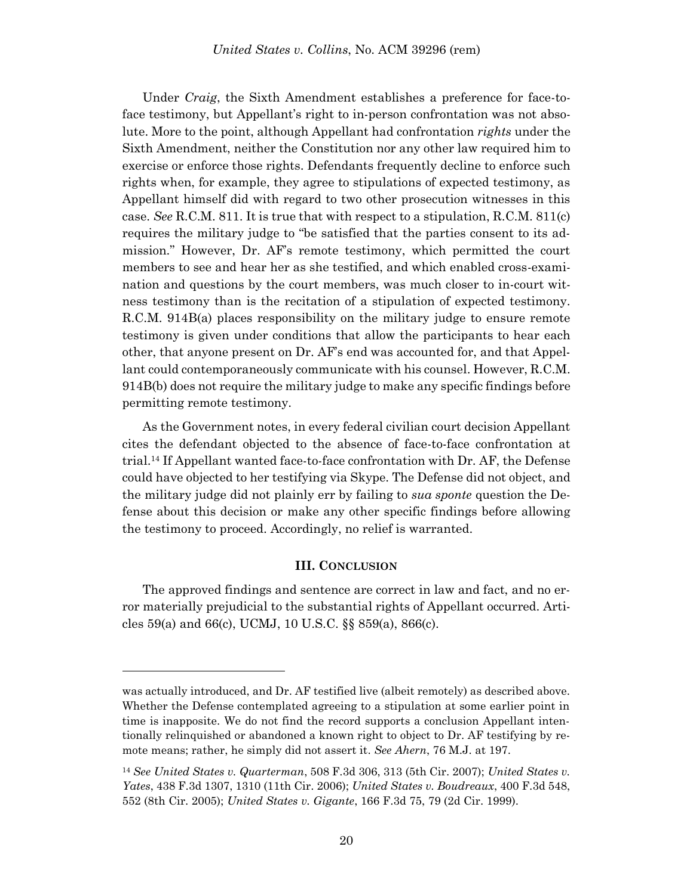Under *Craig*, the Sixth Amendment establishes a preference for face-to-face testimony, but Appellant's right to in-person confrontation was not absolute. More to the point, although Appellant had confrontation *rights* under the Sixth Amendment, neither the Constitution nor any other law required him to exercise or enforce those rights. Defendants frequently decline to enforce such rights when, for example, they agree to stipulations of expected testimony, as Appellant himself did with regard to two other prosecution witnesses in this case. *See* R.C.M. 811. It is true that with respect to a stipulation, R.C.M. 811(c) requires the military judge to "be satisfied that the parties consent to its admission." However, Dr. AF's remote testimony, which permitted the court members to see and hear her as she testified, and which enabled cross-examination and questions by the court members, was much closer to in-court witness testimony than is the recitation of a stipulation of expected testimony. R.C.M. 914B(a) places responsibility on the military judge to ensure remote testimony is given under conditions that allow the participants to hear each other, that anyone present on Dr. AF's end was accounted for, and that Appellant could contemporaneously communicate with his counsel. However, R.C.M. 914B(b) does not require the military judge to make any specific findings before permitting remote testimony.

As the Government notes, in every federal civilian court decision Appellant cites the defendant objected to the absence of face-to-face confrontation at trial.[14] If Appellant wanted face-to-face confrontation with Dr. AF, the Defense could have objected to her testifying via Skype. The Defense did not object, and the military judge did not plainly err by failing to *sua sponte* question the Defense about this decision or make any other specific findings before allowing the testimony to proceed. Accordingly, no relief is warranted.

## III. CONCLUSION

The approved findings and sentence are correct in law and fact, and no error materially prejudicial to the substantial rights of Appellant occurred. Articles 59(a) and 66(c), UCMJ, 10 U.S.C. §§ 859(a), 866(c).

---

was actually introduced, and Dr. AF testified live (albeit remotely) as described above. Whether the Defense contemplated agreeing to a stipulation at some earlier point in time is inapposite. We do not find the record supports a conclusion Appellant intentionally relinquished or abandoned a known right to object to Dr. AF testifying by remote means; rather, he simply did not assert it. *See Ahern*, 76 M.J. at 197.

[14] *See United States v. Quarterman*, 508 F.3d 306, 313 (5th Cir. 2007); *United States v. Yates*, 438 F.3d 1307, 1310 (11th Cir. 2006); *United States v. Boudreaux*, 400 F.3d 548, 552 (8th Cir. 2005); *United States v. Gigante*, 166 F.3d 75, 79 (2d Cir. 1999).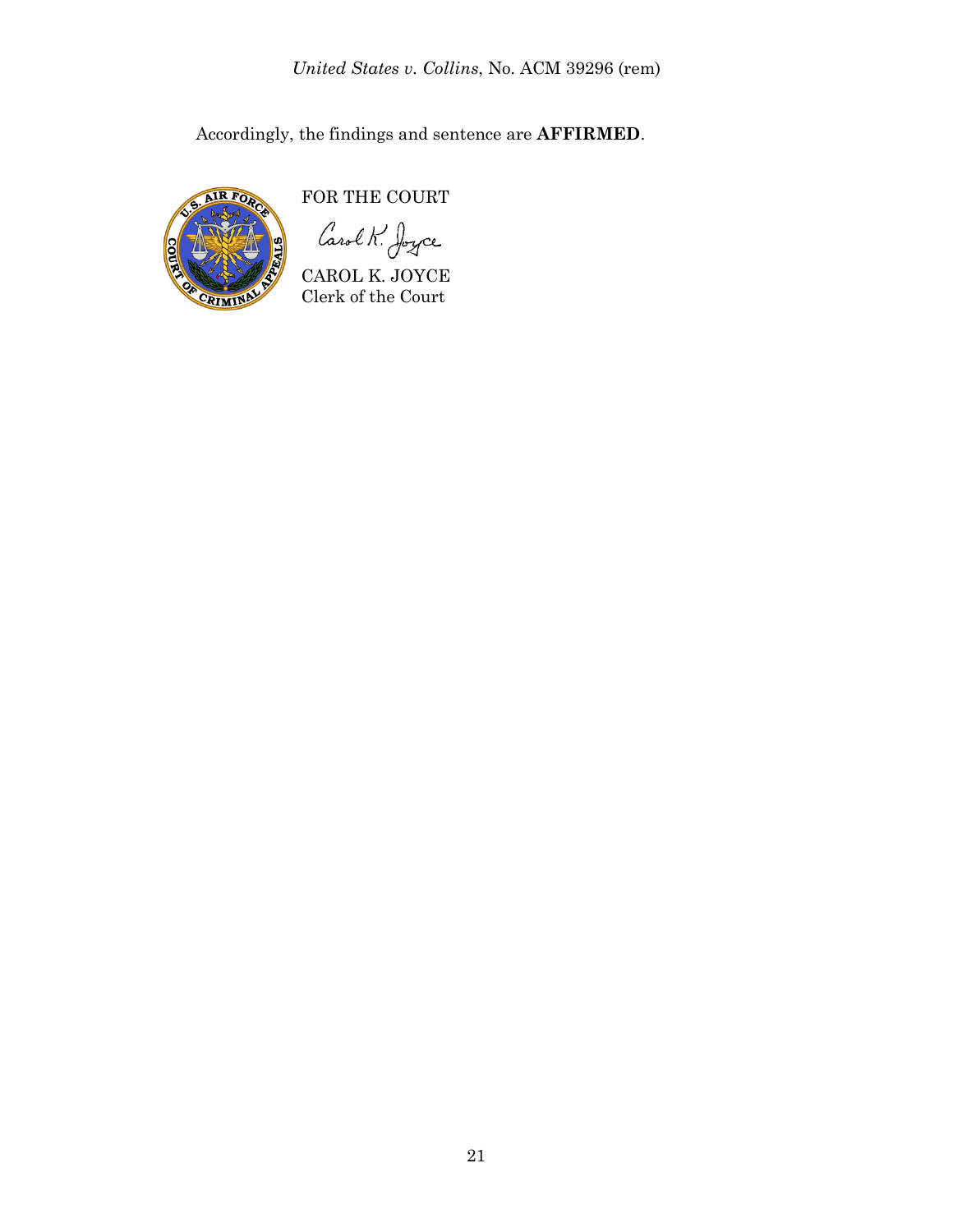Accordingly, the findings and sentence are **AFFIRMED**.

FOR THE COURT

CAROL K. JOYCE
Clerk of the Court